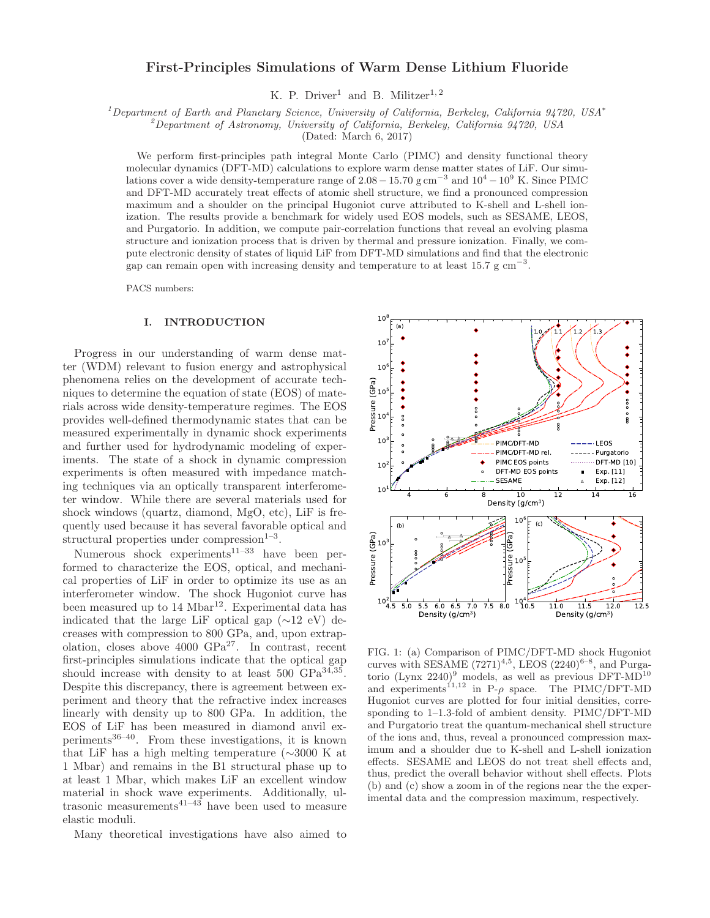# First-Principles Simulations of Warm Dense Lithium Fluoride

K. P. Driver[1] and B. Militzer[1,2]

[1]*Department of Earth and Planetary Science, University of California, Berkeley, California 94720, USA**

[2]*Department of Astronomy, University of California, Berkeley, California 94720, USA*

(Dated: March 6, 2017)

We perform first-principles path integral Monte Carlo (PIMC) and density functional theory molecular dynamics (DFT-MD) calculations to explore warm dense matter states of LiF. Our simulations cover a wide density-temperature range of $2.08-15.70$ g cm$^{-3}$ and $10^4-10^9$ K. Since PIMC and DFT-MD accurately treat effects of atomic shell structure, we find a pronounced compression maximum and a shoulder on the principal Hugoniot curve attributed to K-shell and L-shell ionization. The results provide a benchmark for widely used EOS models, such as SESAME, LEOS, and Purgatorio. In addition, we compute pair-correlation functions that reveal an evolving plasma structure and ionization process that is driven by thermal and pressure ionization. Finally, we compute electronic density of states of liquid LiF from DFT-MD simulations and find that the electronic gap can remain open with increasing density and temperature to at least 15.7 g cm$^{-3}$.

PACS numbers:

## I. INTRODUCTION

Progress in our understanding of warm dense matter (WDM) relevant to fusion energy and astrophysical phenomena relies on the development of accurate techniques to determine the equation of state (EOS) of materials across wide density-temperature regimes. The EOS provides well-defined thermodynamic states that can be measured experimentally in dynamic shock experiments and further used for hydrodynamic modeling of experiments. The state of a shock in dynamic compression experiments is often measured with impedance matching techniques via an optically transparent interferometer window. While there are several materials used for shock windows (quartz, diamond, MgO, etc), LiF is frequently used because it has several favorable optical and structural properties under compression[1–3].

Numerous shock experiments[11–33] have been performed to characterize the EOS, optical, and mechanical properties of LiF in order to optimize its use as an interferometer window. The shock Hugoniot curve has been measured up to 14 Mbar[12]. Experimental data has indicated that the large LiF optical gap (∼12 eV) decreases with compression to 800 GPa, and, upon extrapolation, closes above 4000 GPa[27]. In contrast, recent first-principles simulations indicate that the optical gap should increase with density to at least 500 GPa[34,35]. Despite this discrepancy, there is agreement between experiment and theory that the refractive index increases linearly with density up to 800 GPa. In addition, the EOS of LiF has been measured in diamond anvil experiments[36–40]. From these investigations, it is known that LiF has a high melting temperature (∼3000 K at 1 Mbar) and remains in the B1 structural phase up to at least 1 Mbar, which makes LiF an excellent window material in shock wave experiments. Additionally, ultrasonic measurements[41–43] have been used to measure elastic moduli.

Many theoretical investigations have also aimed to

FIG. 1: (a) Comparison of PIMC/DFT-MD shock Hugoniot curves with SESAME (7271)[4,5], LEOS (2240)[6–8], and Purgatorio (Lynx 2240)[9] models, as well as previous DFT-MD[10] and experiments[11,12] in P-$\rho$ space. The PIMC/DFT-MD Hugoniot curves are plotted for four initial densities, corresponding to 1–1.3-fold of ambient density. PIMC/DFT-MD and Purgatorio treat the quantum-mechanical shell structure of the ions and, thus, reveal a pronounced compression maximum and a shoulder due to K-shell and L-shell ionization effects. SESAME and LEOS do not treat shell effects and, thus, predict the overall behavior without shell effects. Plots (b) and (c) show a zoom in of the regions near the the experimental data and the compression maximum, respectively.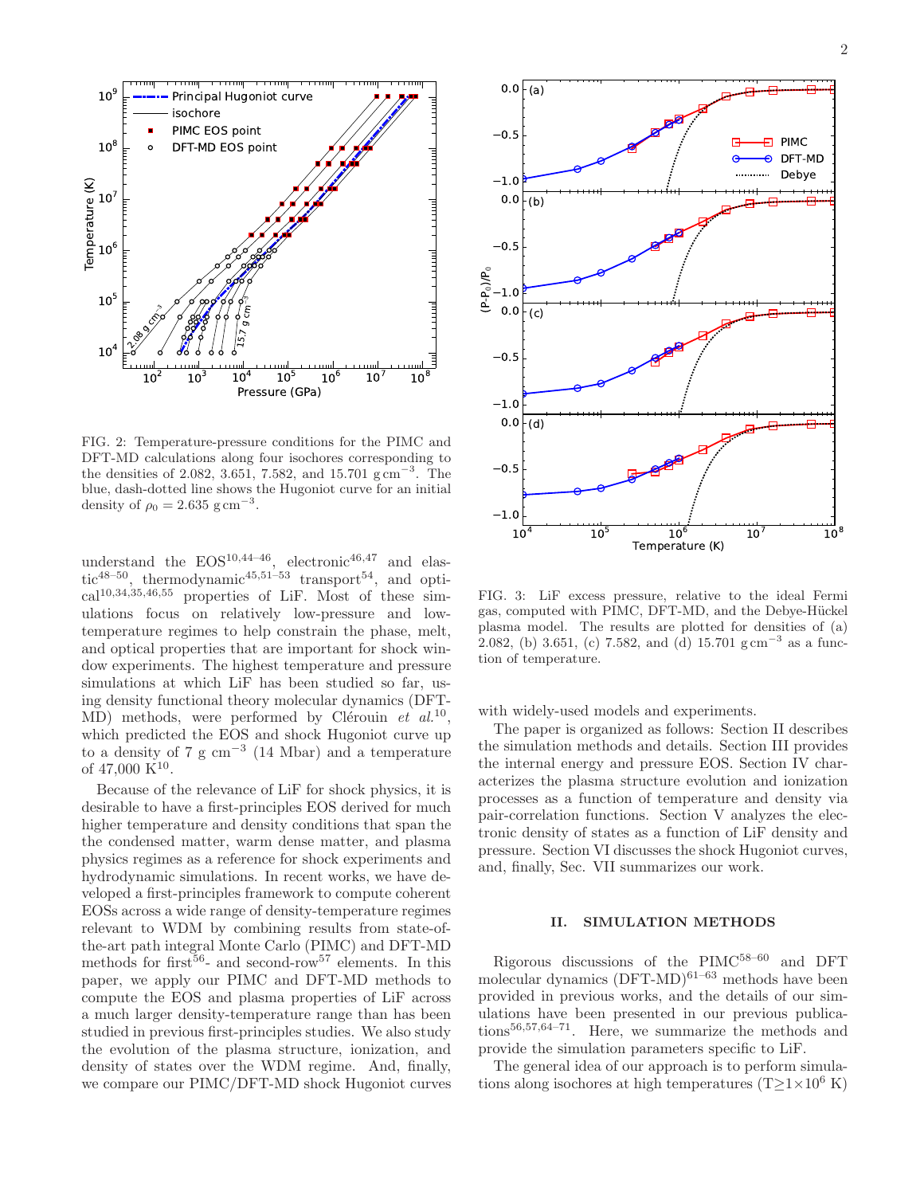FIG. 2: Temperature-pressure conditions for the PIMC and DFT-MD calculations along four isochores corresponding to the densities of 2.082, 3.651, 7.582, and 15.701 $\mathrm{g\,cm^{-3}}$. The blue, dash-dotted line shows the Hugoniot curve for an initial density of $\rho_0 = 2.635\ \mathrm{g\,cm^{-3}}$.

FIG. 3: LiF excess pressure, relative to the ideal Fermi gas, computed with PIMC, DFT-MD, and the Debye-Hückel plasma model. The results are plotted for densities of (a) 2.082, (b) 3.651, (c) 7.582, and (d) 15.701 $\mathrm{g\,cm^{-3}}$ as a function of temperature.

understand the EOS[10,44–46], electronic[46,47] and elastic[48–50], thermodynamic[45,51–53] transport[54], and optical[10,34,35,46,55] properties of LiF. Most of these simulations focus on relatively low-pressure and low-temperature regimes to help constrain the phase, melt, and optical properties that are important for shock window experiments. The highest temperature and pressure simulations at which LiF has been studied so far, using density functional theory molecular dynamics (DFT-MD) methods, were performed by Clérouin *et al.*[10], which predicted the EOS and shock Hugoniot curve up to a density of 7 g $\mathrm{cm^{-3}}$ (14 Mbar) and a temperature of 47,000 K[10].

Because of the relevance of LiF for shock physics, it is desirable to have a first-principles EOS derived for much higher temperature and density conditions that span the the condensed matter, warm dense matter, and plasma physics regimes as a reference for shock experiments and hydrodynamic simulations. In recent works, we have developed a first-principles framework to compute coherent EOSs across a wide range of density-temperature regimes relevant to WDM by combining results from state-of-the-art path integral Monte Carlo (PIMC) and DFT-MD methods for first[56]- and second-row[57] elements. In this paper, we apply our PIMC and DFT-MD methods to compute the EOS and plasma properties of LiF across a much larger density-temperature range than has been studied in previous first-principles studies. We also study the evolution of the plasma structure, ionization, and density of states over the WDM regime. And, finally, we compare our PIMC/DFT-MD shock Hugoniot curves with widely-used models and experiments.

The paper is organized as follows: Section II describes the simulation methods and details. Section III provides the internal energy and pressure EOS. Section IV characterizes the plasma structure evolution and ionization processes as a function of temperature and density via pair-correlation functions. Section V analyzes the electronic density of states as a function of LiF density and pressure. Section VI discusses the shock Hugoniot curves, and, finally, Sec. VII summarizes our work.

## II. SIMULATION METHODS

Rigorous discussions of the PIMC[58–60] and DFT molecular dynamics (DFT-MD)[61–63] methods have been provided in previous works, and the details of our simulations have been presented in our previous publications[56,57,64–71]. Here, we summarize the methods and provide the simulation parameters specific to LiF.

The general idea of our approach is to perform simulations along isochores at high temperatures ($\mathrm{T} \geq 1\times10^6$ K)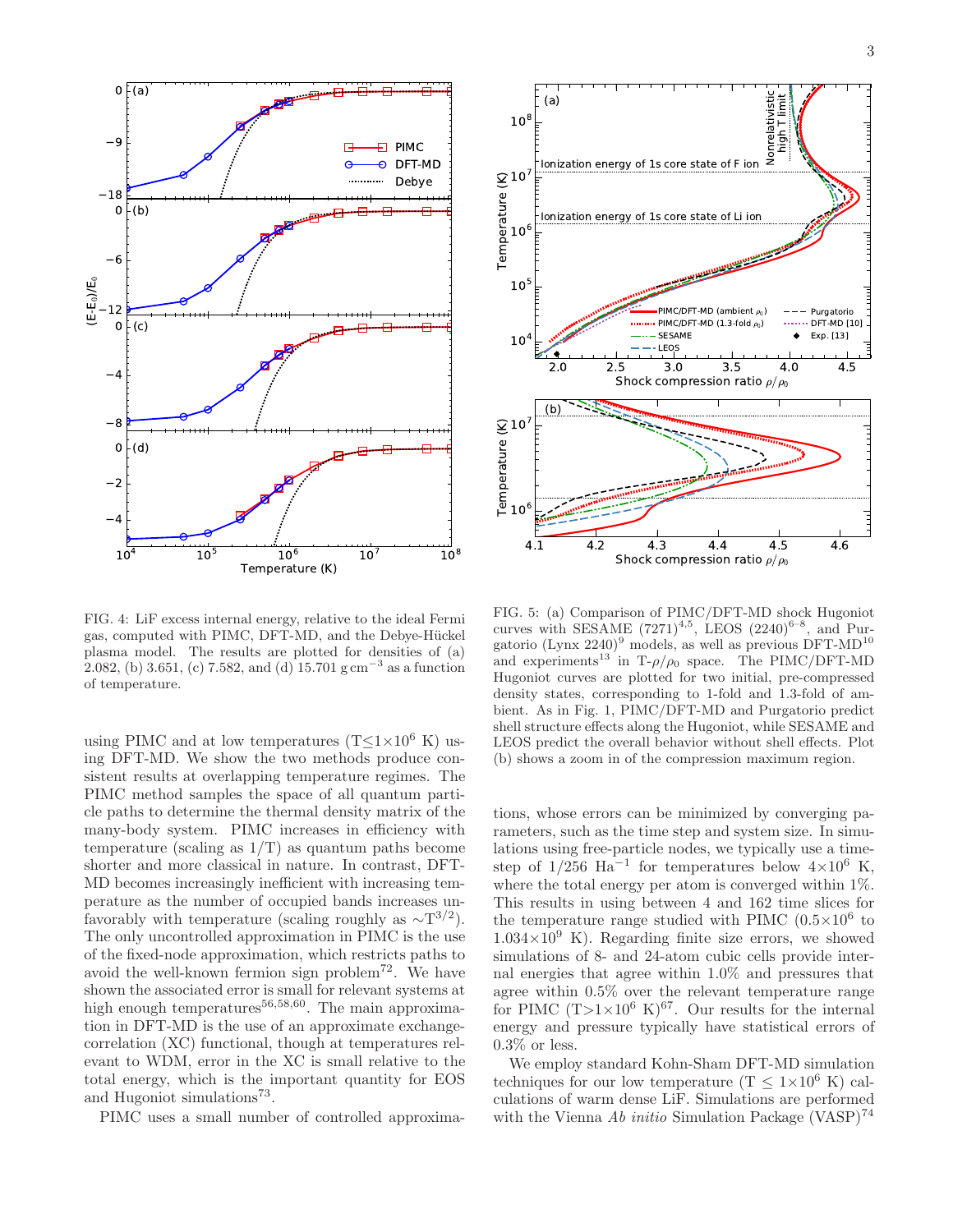FIG. 4: LiF excess internal energy, relative to the ideal Fermi gas, computed with PIMC, DFT-MD, and the Debye-Hückel plasma model. The results are plotted for densities of (a) 2.082, (b) 3.651, (c) 7.582, and (d) 15.701 g cm$^{-3}$ as a function of temperature.

FIG. 5: (a) Comparison of PIMC/DFT-MD shock Hugoniot curves with SESAME (7271)[4,5], LEOS (2240)[6–8], and Purgatorio (Lynx 2240)[9] models, as well as previous DFT-MD[10] and experiments[13] in T-$\rho/\rho_0$ space. The PIMC/DFT-MD Hugoniot curves are plotted for two initial, pre-compressed density states, corresponding to 1-fold and 1.3-fold of ambient. As in Fig. 1, PIMC/DFT-MD and Purgatorio predict shell structure effects along the Hugoniot, while SESAME and LEOS predict the overall behavior without shell effects. Plot (b) shows a zoom in of the compression maximum region.

using PIMC and at low temperatures (T$\leq$1$\times$10$^6$ K) using DFT-MD. We show the two methods produce consistent results at overlapping temperature regimes. The PIMC method samples the space of all quantum particle paths to determine the thermal density matrix of the many-body system. PIMC increases in efficiency with temperature (scaling as 1/T) as quantum paths become shorter and more classical in nature. In contrast, DFT-MD becomes increasingly inefficient with increasing temperature as the number of occupied bands increases unfavorably with temperature (scaling roughly as $\sim$T$^{3/2}$). The only uncontrolled approximation in PIMC is the use of the fixed-node approximation, which restricts paths to avoid the well-known fermion sign problem[72]. We have shown the associated error is small for relevant systems at high enough temperatures[56,58,60]. The main approximation in DFT-MD is the use of an approximate exchange-correlation (XC) functional, though at temperatures relevant to WDM, error in the XC is small relative to the total energy, which is the important quantity for EOS and Hugoniot simulations[73].

PIMC uses a small number of controlled approximations, whose errors can be minimized by converging parameters, such as the time step and system size. In simulations using free-particle nodes, we typically use a time-step of 1/256 Ha$^{-1}$ for temperatures below 4$\times$10$^6$ K, where the total energy per atom is converged within 1%. This results in using between 4 and 162 time slices for the temperature range studied with PIMC (0.5$\times$10$^6$ to 1.034$\times$10$^9$ K). Regarding finite size errors, we showed simulations of 8- and 24-atom cubic cells provide internal energies that agree within 1.0% and pressures that agree within 0.5% over the relevant temperature range for PIMC (T>1$\times$10$^6$ K)[67]. Our results for the internal energy and pressure typically have statistical errors of 0.3% or less.

We employ standard Kohn-Sham DFT-MD simulation techniques for our low temperature (T $\leq$ 1$\times$10$^6$ K) calculations of warm dense LiF. Simulations are performed with the Vienna *Ab initio* Simulation Package (VASP)[74]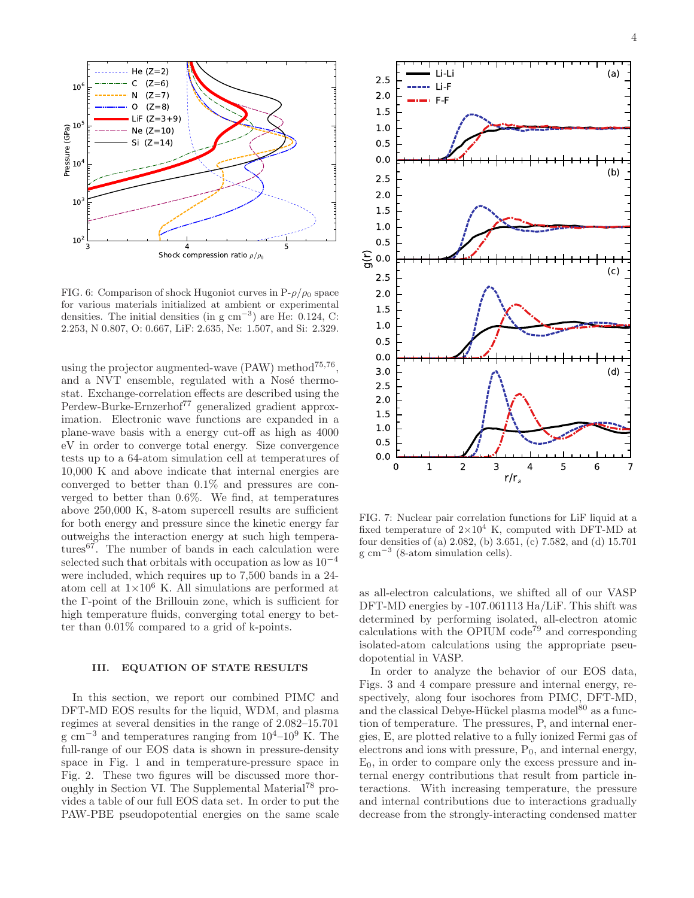FIG. 6: Comparison of shock Hugoniot curves in P-$\rho/\rho_0$ space for various materials initialized at ambient or experimental densities. The initial densities (in g cm$^{-3}$) are He: 0.124, C: 2.253, N 0.807, O: 0.667, LiF: 2.635, Ne: 1.507, and Si: 2.329.

using the projector augmented-wave (PAW) method[75,76], and a NVT ensemble, regulated with a Nosé thermostat. Exchange-correlation effects are described using the Perdew-Burke-Ernzerhof[77] generalized gradient approximation. Electronic wave functions are expanded in a plane-wave basis with a energy cut-off as high as 4000 eV in order to converge total energy. Size convergence tests up to a 64-atom simulation cell at temperatures of 10,000 K and above indicate that internal energies are converged to better than 0.1% and pressures are converged to better than 0.6%. We find, at temperatures above 250,000 K, 8-atom supercell results are sufficient for both energy and pressure since the kinetic energy far outweighs the interaction energy at such high temperatures[67]. The number of bands in each calculation were selected such that orbitals with occupation as low as $10^{-4}$ were included, which requires up to 7,500 bands in a 24-atom cell at $1{\times}10^{6}$ K. All simulations are performed at the Γ-point of the Brillouin zone, which is sufficient for high temperature fluids, converging total energy to better than 0.01% compared to a grid of k-points.

## III. EQUATION OF STATE RESULTS

In this section, we report our combined PIMC and DFT-MD EOS results for the liquid, WDM, and plasma regimes at several densities in the range of 2.082–15.701 g cm$^{-3}$ and temperatures ranging from $10^4$–$10^9$ K. The full-range of our EOS data is shown in pressure-density space in Fig. 1 and in temperature-pressure space in Fig. 2. These two figures will be discussed more thoroughly in Section VI. The Supplemental Material[78] provides a table of our full EOS data set. In order to put the PAW-PBE pseudopotential energies on the same scale

FIG. 7: Nuclear pair correlation functions for LiF liquid at a fixed temperature of $2{\times}10^4$ K, computed with DFT-MD at four densities of (a) 2.082, (b) 3.651, (c) 7.582, and (d) 15.701 g cm$^{-3}$ (8-atom simulation cells).

as all-electron calculations, we shifted all of our VASP DFT-MD energies by -107.061113 Ha/LiF. This shift was determined by performing isolated, all-electron atomic calculations with the OPIUM code[79] and corresponding isolated-atom calculations using the appropriate pseudopotential in VASP.

In order to analyze the behavior of our EOS data, Figs. 3 and 4 compare pressure and internal energy, respectively, along four isochores from PIMC, DFT-MD, and the classical Debye-Hückel plasma model[80] as a function of temperature. The pressures, P, and internal energies, E, are plotted relative to a fully ionized Fermi gas of electrons and ions with pressure, $P_0$, and internal energy, $E_0$, in order to compare only the excess pressure and internal energy contributions that result from particle interactions. With increasing temperature, the pressure and internal contributions due to interactions gradually decrease from the strongly-interacting condensed matter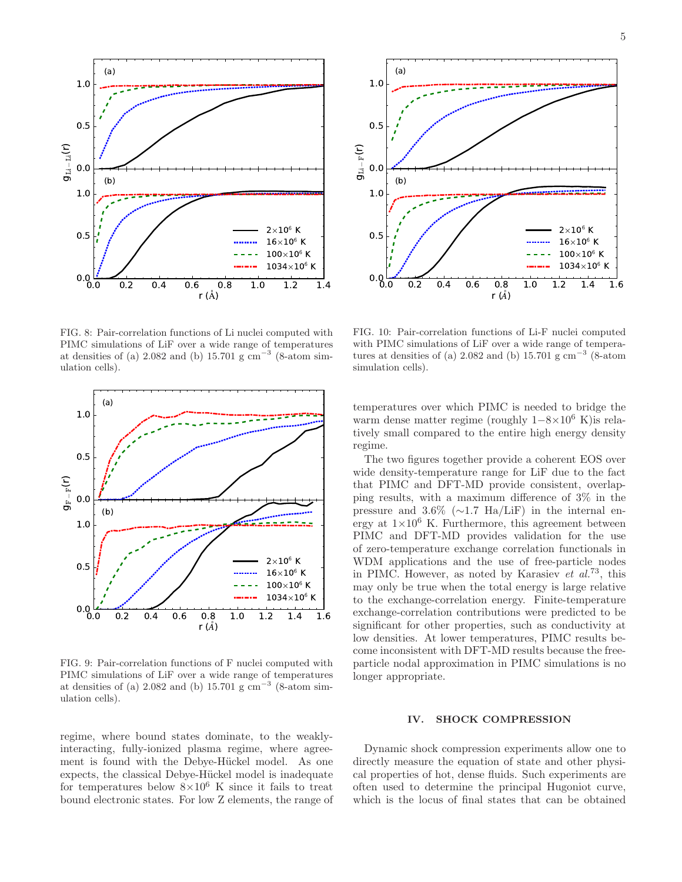FIG. 8: Pair-correlation functions of Li nuclei computed with PIMC simulations of LiF over a wide range of temperatures at densities of (a) 2.082 and (b) 15.701 g cm$^{-3}$ (8-atom simulation cells).

FIG. 9: Pair-correlation functions of F nuclei computed with PIMC simulations of LiF over a wide range of temperatures at densities of (a) 2.082 and (b) 15.701 g cm$^{-3}$ (8-atom simulation cells).

FIG. 10: Pair-correlation functions of Li-F nuclei computed with PIMC simulations of LiF over a wide range of temperatures at densities of (a) 2.082 and (b) 15.701 g cm$^{-3}$ (8-atom simulation cells).

regime, where bound states dominate, to the weakly-interacting, fully-ionized plasma regime, where agreement is found with the Debye-Hückel model. As one expects, the classical Debye-Hückel model is inadequate for temperatures below $8\times10^6$ K since it fails to treat bound electronic states. For low Z elements, the range of temperatures over which PIMC is needed to bridge the warm dense matter regime (roughly $1-8\times10^6$ K)is relatively small compared to the entire high energy density regime.

The two figures together provide a coherent EOS over wide density-temperature range for LiF due to the fact that PIMC and DFT-MD provide consistent, overlapping results, with a maximum difference of 3% in the pressure and 3.6% ($\sim$1.7 Ha/LiF) in the internal energy at $1\times10^6$ K. Furthermore, this agreement between PIMC and DFT-MD provides validation for the use of zero-temperature exchange correlation functionals in WDM applications and the use of free-particle nodes in PIMC. However, as noted by Karasiev *et al.*[73], this may only be true when the total energy is large relative to the exchange-correlation energy. Finite-temperature exchange-correlation contributions were predicted to be significant for other properties, such as conductivity at low densities. At lower temperatures, PIMC results become inconsistent with DFT-MD results because the free-particle nodal approximation in PIMC simulations is no longer appropriate.

## IV. SHOCK COMPRESSION

Dynamic shock compression experiments allow one to directly measure the equation of state and other physical properties of hot, dense fluids. Such experiments are often used to determine the principal Hugoniot curve, which is the locus of final states that can be obtained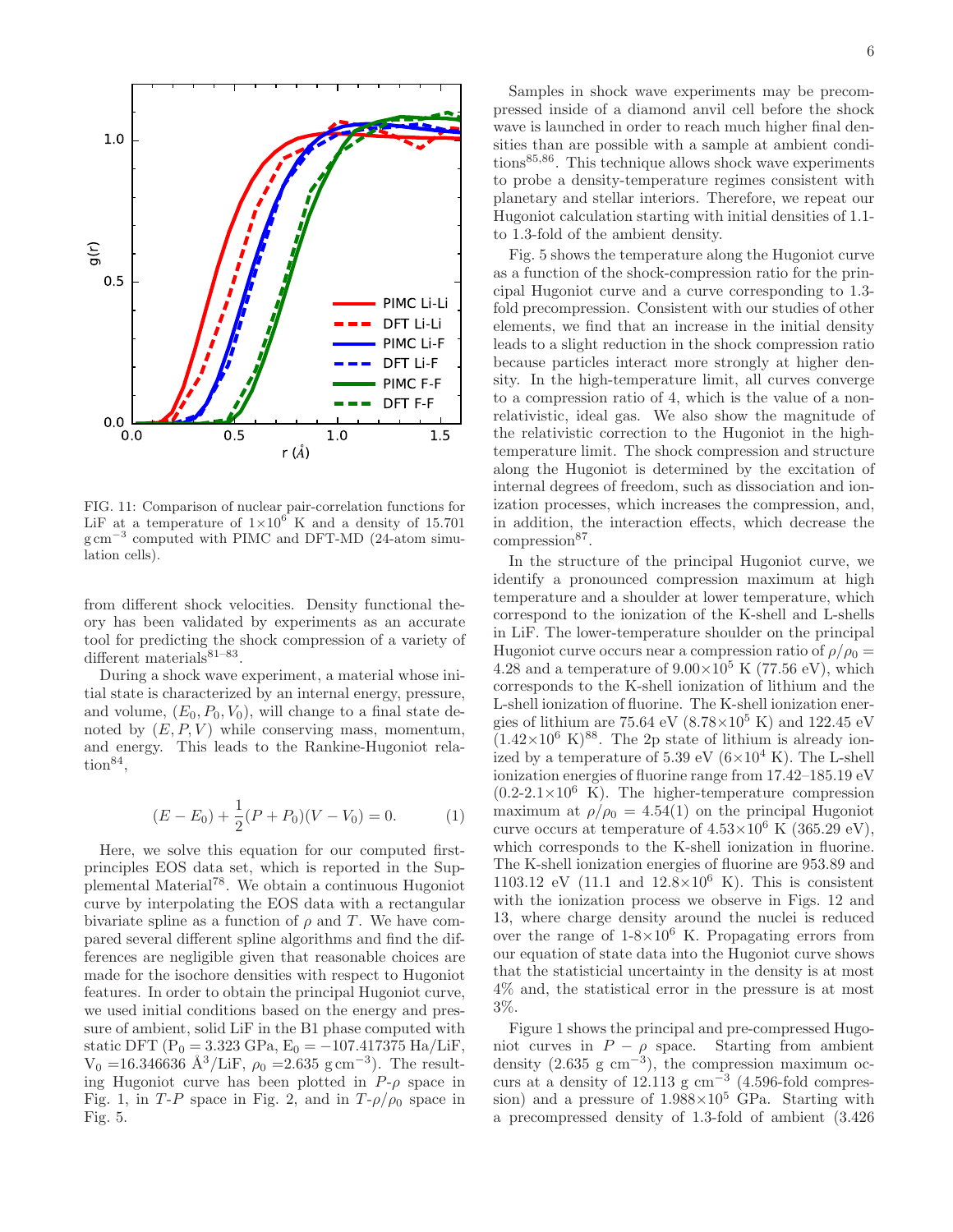FIG. 11: Comparison of nuclear pair-correlation functions for LiF at a temperature of $1\times10^6$ K and a density of 15.701 $\mathrm{g\,cm^{-3}}$ computed with PIMC and DFT-MD (24-atom simulation cells).

from different shock velocities. Density functional theory has been validated by experiments as an accurate tool for predicting the shock compression of a variety of different materials[81–83].

During a shock wave experiment, a material whose initial state is characterized by an internal energy, pressure, and volume, $(E_0, P_0, V_0)$, will change to a final state denoted by $(E, P, V)$ while conserving mass, momentum, and energy. This leads to the Rankine-Hugoniot relation[84],

$$(E - E_0) + \frac{1}{2}(P + P_0)(V - V_0) = 0. \quad (1)$$

Here, we solve this equation for our computed first-principles EOS data set, which is reported in the Supplemental Material[78]. We obtain a continuous Hugoniot curve by interpolating the EOS data with a rectangular bivariate spline as a function of $\rho$ and $T$. We have compared several different spline algorithms and find the differences are negligible given that reasonable choices are made for the isochore densities with respect to Hugoniot features. In order to obtain the principal Hugoniot curve, we used initial conditions based on the energy and pressure of ambient, solid LiF in the B1 phase computed with static DFT ($P_0 = 3.323$ GPa, $E_0 = -107.417375$ Ha/LiF, $V_0 = 16.346636$ Å$^3$/LiF, $\rho_0 = 2.635$ $\mathrm{g\,cm^{-3}}$). The resulting Hugoniot curve has been plotted in $P$-$\rho$ space in Fig. 1, in $T$-$P$ space in Fig. 2, and in $T$-$\rho/\rho_0$ space in Fig. 5.

Samples in shock wave experiments may be precompressed inside of a diamond anvil cell before the shock wave is launched in order to reach much higher final densities than are possible with a sample at ambient conditions[85,86]. This technique allows shock wave experiments to probe a density-temperature regimes consistent with planetary and stellar interiors. Therefore, we repeat our Hugoniot calculation starting with initial densities of 1.1- to 1.3-fold of the ambient density.

Fig. 5 shows the temperature along the Hugoniot curve as a function of the shock-compression ratio for the principal Hugoniot curve and a curve corresponding to 1.3-fold precompression. Consistent with our studies of other elements, we find that an increase in the initial density leads to a slight reduction in the shock compression ratio because particles interact more strongly at higher density. In the high-temperature limit, all curves converge to a compression ratio of 4, which is the value of a non-relativistic, ideal gas. We also show the magnitude of the relativistic correction to the Hugoniot in the high-temperature limit. The shock compression and structure along the Hugoniot is determined by the excitation of internal degrees of freedom, such as dissociation and ionization processes, which increases the compression, and, in addition, the interaction effects, which decrease the compression[87].

In the structure of the principal Hugoniot curve, we identify a pronounced compression maximum at high temperature and a shoulder at lower temperature, which correspond to the ionization of the K-shell and L-shells in LiF. The lower-temperature shoulder on the principal Hugoniot curve occurs near a compression ratio of $\rho/\rho_0 = 4.28$ and a temperature of $9.00\times10^5$ K (77.56 eV), which corresponds to the K-shell ionization of lithium and the L-shell ionization of fluorine. The K-shell ionization energies of lithium are 75.64 eV ($8.78\times10^5$ K) and 122.45 eV ($1.42\times10^6$ K)[88]. The 2p state of lithium is already ionized by a temperature of 5.39 eV ($6\times10^4$ K). The L-shell ionization energies of fluorine range from 17.42–185.19 eV (0.2-$2.1\times10^6$ K). The higher-temperature compression maximum at $\rho/\rho_0 = 4.54(1)$ on the principal Hugoniot curve occurs at temperature of $4.53\times10^6$ K (365.29 eV), which corresponds to the K-shell ionization in fluorine. The K-shell ionization energies of fluorine are 953.89 and 1103.12 eV (11.1 and $12.8\times10^6$ K). This is consistent with the ionization process we observe in Figs. 12 and 13, where charge density around the nuclei is reduced over the range of 1-$8\times10^6$ K. Propagating errors from our equation of state data into the Hugoniot curve shows that the statisticial uncertainty in the density is at most 4% and, the statistical error in the pressure is at most 3%.

Figure 1 shows the principal and pre-compressed Hugoniot curves in $P-\rho$ space. Starting from ambient density (2.635 g cm$^{-3}$), the compression maximum occurs at a density of 12.113 g cm$^{-3}$ (4.596-fold compression) and a pressure of $1.988\times10^5$ GPa. Starting with a precompressed density of 1.3-fold of ambient (3.426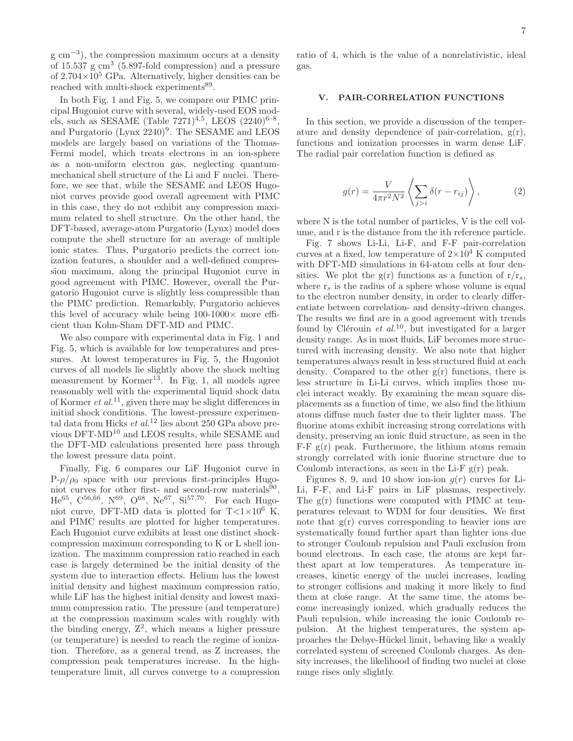g cm$^{-3}$), the compression maximum occurs at a density of 15.537 g cm$^3$ (5.897-fold compression) and a pressure of $2.704\times10^5$ GPa. Alternatively, higher densities can be reached with multi-shock experiments[89].

In both Fig. 1 and Fig. 5, we compare our PIMC principal Hugoniot curve with several, widely-used EOS models, such as SESAME (Table 7271)[4,5], LEOS (2240)[6–8], and Purgatorio (Lynx 2240)[9]. The SESAME and LEOS models are largely based on variations of the Thomas-Fermi model, which treats electrons in an ion-sphere as a non-uniform electron gas, neglecting quantum-mechanical shell structure of the Li and F nuclei. Therefore, we see that, while the SESAME and LEOS Hugoniot curves provide good overall agreement with PIMC in this case, they do not exhibit any compression maximum related to shell structure. On the other hand, the DFT-based, average-atom Purgatorio (Lynx) model does compute the shell structure for an average of multiple ionic states. Thus, Purgatorio predicts the correct ionization features, a shoulder and a well-defined compression maximum, along the principal Hugoniot curve in good agreement with PIMC. However, overall the Purgatorio Hugoniot curve is slightly less compressible than the PIMC prediction. Remarkably, Purgatorio achieves this level of accuracy while being 100-1000× more efficient than Kohn-Sham DFT-MD and PIMC.

We also compare with experimental data in Fig. 1 and Fig. 5, which is available for low temperatures and pressures. At lowest temperatures in Fig. 5, the Hugoniot curves of all models lie slightly above the shock melting measurement by Kormer[13]. In Fig. 1, all models agree reasonably well with the experimental liquid shock data of Kormer *et al.*[11], given there may be slight differences in initial shock conditions. The lowest-pressure experimental data from Hicks *et al.*[12] lies about 250 GPa above previous DFT-MD[10] and LEOS results, while SESAME and the DFT-MD calculations presented here pass through the lowest pressure data point.

Finally, Fig. 6 compares our LiF Hugoniot curve in P-$\rho/\rho_0$ space with our previous first-principles Hugoniot curves for other first- and second-row materials[90], He[65], C[56,66], N[69], O[68], Ne[67], Si[57,70]. For each Hugoniot curve, DFT-MD data is plotted for T<$1\times10^6$ K, and PIMC results are plotted for higher temperatures. Each Hugoniot curve exhibits at least one distinct shock-compression maximum corresponding to K or L shell ionization. The maximum compression ratio reached in each case is largely determined be the initial density of the system due to interaction effects. Helium has the lowest initial density and highest maximum compression ratio, while LiF has the highest initial density and lowest maximum compression ratio. The pressure (and temperature) at the compression maximum scales with roughly with the binding energy, $Z^2$, which means a higher pressure (or temperature) is needed to reach the regime of ionization. Therefore, as a general trend, as Z increases, the compression peak temperatures increase. In the high-temperature limit, all curves converge to a compression ratio of 4, which is the value of a nonrelativistic, ideal gas.

## V. PAIR-CORRELATION FUNCTIONS

In this section, we provide a discussion of the temperature and density dependence of pair-correlation, g(r), functions and ionization processes in warm dense LiF. The radial pair correlation function is defined as

$$g(r) = \frac{V}{4\pi r^2 N^2}\left\langle \sum_{j>i} \delta(r - r_{ij}) \right\rangle, \tag{2}$$

where N is the total number of particles, V is the cell volume, and r is the distance from the ith reference particle.

Fig. 7 shows Li-Li, Li-F, and F-F pair-correlation curves at a fixed, low temperature of $2\times10^4$ K computed with DFT-MD simulations in 64-atom cells at four densities. We plot the g(r) functions as a function of r/r$_s$, where r$_s$ is the radius of a sphere whose volume is equal to the electron number density, in order to clearly differentiate between correlation- and density-driven changes. The results we find are in a good agreement with trends found by Clérouin *et al.*[10], but investigated for a larger density range. As in most fluids, LiF becomes more structured with increasing density. We also note that higher temperatures always result in less structured fluid at each density. Compared to the other g(r) functions, there is less structure in Li-Li curves, which implies those nuclei interact weakly. By examining the mean square displacements as a function of time, we also find the lithium atoms diffuse much faster due to their lighter mass. The fluorine atoms exhibit increasing strong correlations with density, preserving an ionic fluid structure, as seen in the F-F g(r) peak. Furthermore, the lithium atoms remain strongly correlated with ionic fluorine structure due to Coulomb interactions, as seen in the Li-F g(r) peak.

Figures 8, 9, and 10 show ion-ion $g(r)$ curves for Li-Li, F-F, and Li-F pairs in LiF plasmas, respectively. The g(r) functions were computed with PIMC at temperatures relevant to WDM for four densities. We first note that g(r) curves corresponding to heavier ions are systematically found further apart than lighter ions due to stronger Coulomb repulsion and Pauli exclusion from bound electrons. In each case, the atoms are kept farthest apart at low temperatures. As temperature increases, kinetic energy of the nuclei increases, leading to stronger collisions and making it more likely to find them at close range. At the same time, the atoms become increasingly ionized, which gradually reduces the Pauli repulsion, while increasing the ionic Coulomb repulsion. At the highest temperatures, the system approaches the Debye-Hückel limit, behaving like a weakly correlated system of screened Coulomb charges. As density increases, the likelihood of finding two nuclei at close range rises only slightly.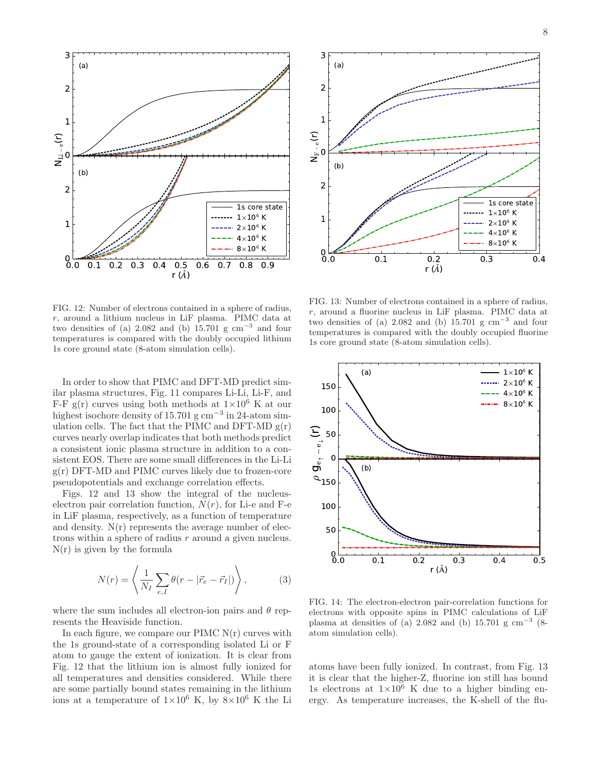FIG. 12: Number of electrons contained in a sphere of radius, $r$, around a lithium nucleus in LiF plasma. PIMC data at two densities of (a) 2.082 and (b) 15.701 g cm$^{-3}$ and four temperatures is compared with the doubly occupied lithium 1s core ground state (8-atom simulation cells).

FIG. 13: Number of electrons contained in a sphere of radius, $r$, around a fluorine nucleus in LiF plasma. PIMC data at two densities of (a) 2.082 and (b) 15.701 g cm$^{-3}$ and four temperatures is compared with the doubly occupied fluorine 1s core ground state (8-atom simulation cells).

In order to show that PIMC and DFT-MD predict similar plasma structures, Fig. 11 compares Li-Li, Li-F, and F-F g(r) curves using both methods at $1\times10^6$ K at our highest isochore density of 15.701 g cm$^{-3}$ in 24-atom simulation cells. The fact that the PIMC and DFT-MD g(r) curves nearly overlap indicates that both methods predict a consistent ionic plasma structure in addition to a consistent EOS. There are some small differences in the Li-Li g(r) DFT-MD and PIMC curves likely due to frozen-core pseudopotentials and exchange correlation effects.

Figs. 12 and 13 show the integral of the nucleus-electron pair correlation function, $N(r)$, for Li-e and F-e in LiF plasma, respectively, as a function of temperature and density. N(r) represents the average number of electrons within a sphere of radius $r$ around a given nucleus. N(r) is given by the formula

$$N(r) = \left\langle \frac{1}{N_I} \sum_{e,I} \theta(r - |\vec{r}_e - \vec{r}_I|) \right\rangle, \qquad (3)$$

where the sum includes all electron-ion pairs and $\theta$ represents the Heaviside function.

In each figure, we compare our PIMC N(r) curves with the 1s ground-state of a corresponding isolated Li or F atom to gauge the extent of ionization. It is clear from Fig. 12 that the lithium ion is almost fully ionized for all temperatures and densities considered. While there are some partially bound states remaining in the lithium ions at a temperature of $1\times10^6$ K, by $8\times10^6$ K the Li atoms have been fully ionized. In contrast, from Fig. 13 it is clear that the higher-Z, fluorine ion still has bound 1s electrons at $1\times10^6$ K due to a higher binding energy. As temperature increases, the K-shell of the flu-

FIG. 14: The electron-electron pair-correlation functions for electrons with opposite spins in PIMC calculations of LiF plasma at densities of (a) 2.082 and (b) 15.701 g cm$^{-3}$ (8-atom simulation cells).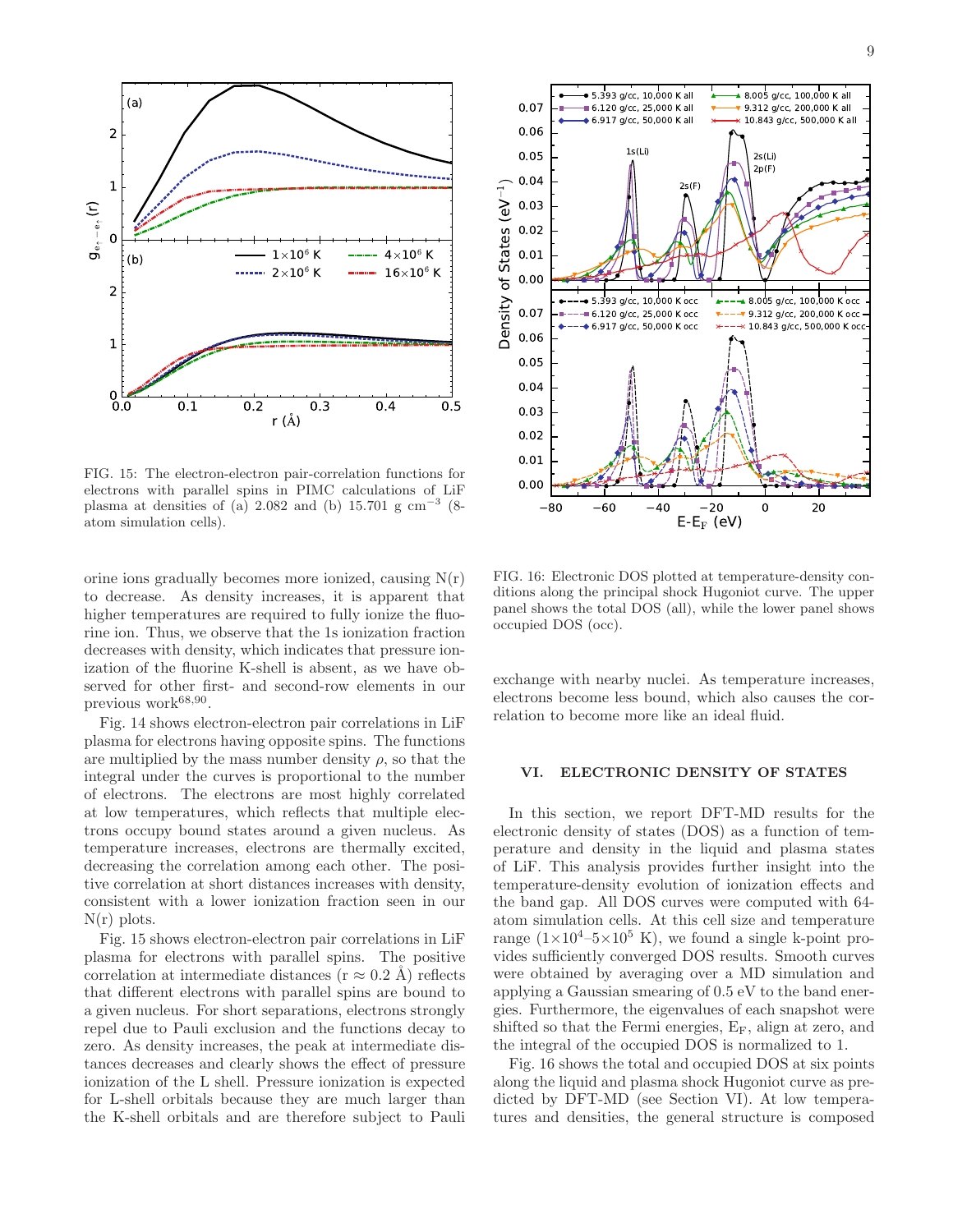FIG. 15: The electron-electron pair-correlation functions for electrons with parallel spins in PIMC calculations of LiF plasma at densities of (a) 2.082 and (b) 15.701 g cm$^{-3}$ (8-atom simulation cells).

FIG. 16: Electronic DOS plotted at temperature-density conditions along the principal shock Hugoniot curve. The upper panel shows the total DOS (all), while the lower panel shows occupied DOS (occ).

orine ions gradually becomes more ionized, causing N(r) to decrease. As density increases, it is apparent that higher temperatures are required to fully ionize the fluorine ion. Thus, we observe that the 1s ionization fraction decreases with density, which indicates that pressure ionization of the fluorine K-shell is absent, as we have observed for other first- and second-row elements in our previous work[68,90].

Fig. 14 shows electron-electron pair correlations in LiF plasma for electrons having opposite spins. The functions are multiplied by the mass number density $\rho$, so that the integral under the curves is proportional to the number of electrons. The electrons are most highly correlated at low temperatures, which reflects that multiple electrons occupy bound states around a given nucleus. As temperature increases, electrons are thermally excited, decreasing the correlation among each other. The positive correlation at short distances increases with density, consistent with a lower ionization fraction seen in our N(r) plots.

Fig. 15 shows electron-electron pair correlations in LiF plasma for electrons with parallel spins. The positive correlation at intermediate distances (r ≈ 0.2 Å) reflects that different electrons with parallel spins are bound to a given nucleus. For short separations, electrons strongly repel due to Pauli exclusion and the functions decay to zero. As density increases, the peak at intermediate distances decreases and clearly shows the effect of pressure ionization of the L shell. Pressure ionization is expected for L-shell orbitals because they are much larger than the K-shell orbitals and are therefore subject to Pauli exchange with nearby nuclei. As temperature increases, electrons become less bound, which also causes the correlation to become more like an ideal fluid.

## VI. ELECTRONIC DENSITY OF STATES

In this section, we report DFT-MD results for the electronic density of states (DOS) as a function of temperature and density in the liquid and plasma states of LiF. This analysis provides further insight into the temperature-density evolution of ionization effects and the band gap. All DOS curves were computed with 64-atom simulation cells. At this cell size and temperature range ($1\times10^4$–$5\times10^5$ K), we found a single k-point provides sufficiently converged DOS results. Smooth curves were obtained by averaging over a MD simulation and applying a Gaussian smearing of 0.5 eV to the band energies. Furthermore, the eigenvalues of each snapshot were shifted so that the Fermi energies, $E_F$, align at zero, and the integral of the occupied DOS is normalized to 1.

Fig. 16 shows the total and occupied DOS at six points along the liquid and plasma shock Hugoniot curve as predicted by DFT-MD (see Section VI). At low temperatures and densities, the general structure is composed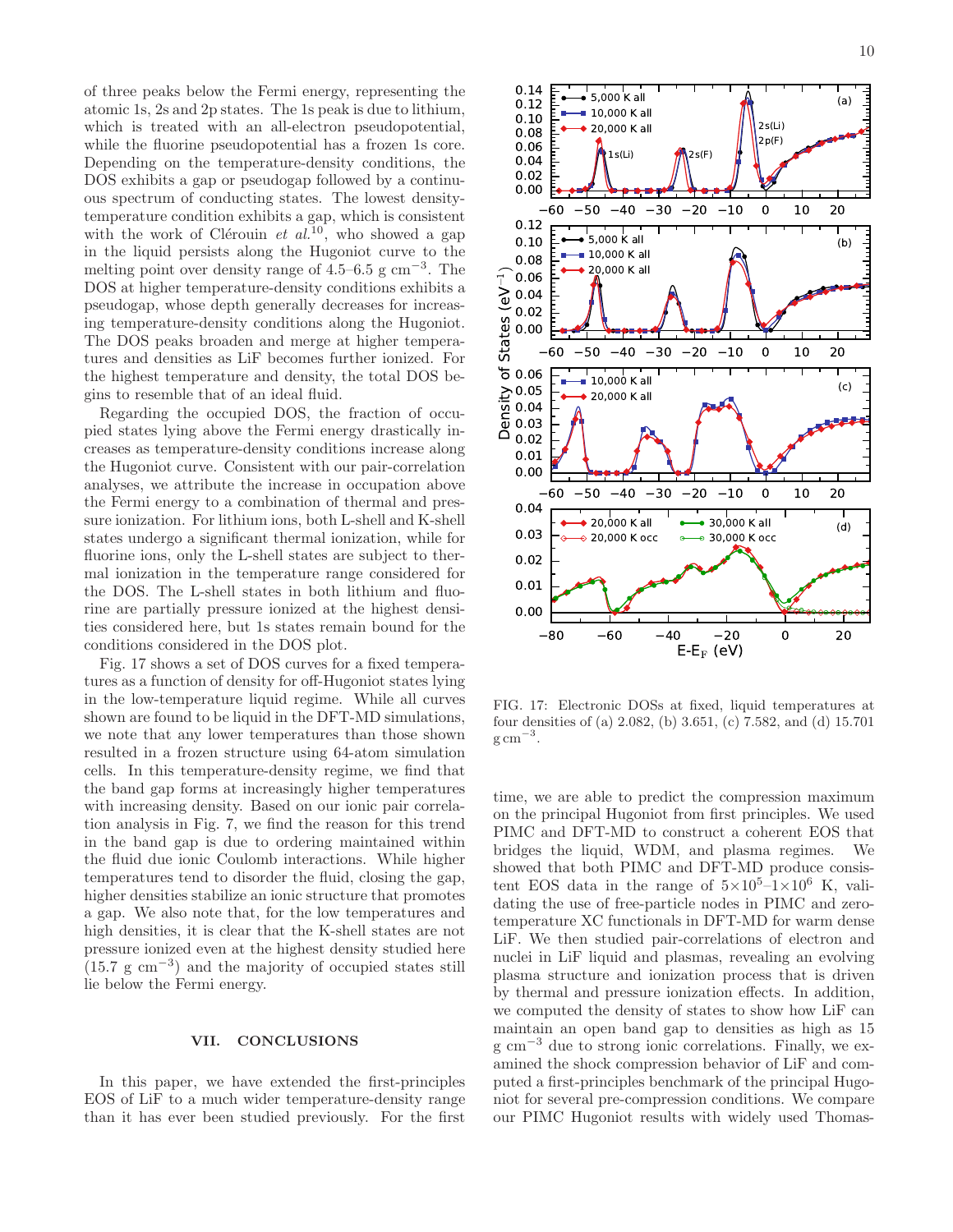of three peaks below the Fermi energy, representing the atomic 1s, 2s and 2p states. The 1s peak is due to lithium, which is treated with an all-electron pseudopotential, while the fluorine pseudopotential has a frozen 1s core. Depending on the temperature-density conditions, the DOS exhibits a gap or pseudogap followed by a continuous spectrum of conducting states. The lowest density-temperature condition exhibits a gap, which is consistent with the work of Clérouin *et al.*[10], who showed a gap in the liquid persists along the Hugoniot curve to the melting point over density range of 4.5–6.5 g cm$^{-3}$. The DOS at higher temperature-density conditions exhibits a pseudogap, whose depth generally decreases for increasing temperature-density conditions along the Hugoniot. The DOS peaks broaden and merge at higher temperatures and densities as LiF becomes further ionized. For the highest temperature and density, the total DOS begins to resemble that of an ideal fluid.

Regarding the occupied DOS, the fraction of occupied states lying above the Fermi energy drastically increases as temperature-density conditions increase along the Hugoniot curve. Consistent with our pair-correlation analyses, we attribute the increase in occupation above the Fermi energy to a combination of thermal and pressure ionization. For lithium ions, both L-shell and K-shell states undergo a significant thermal ionization, while for fluorine ions, only the L-shell states are subject to thermal ionization in the temperature range considered for the DOS. The L-shell states in both lithium and fluorine are partially pressure ionized at the highest densities considered here, but 1s states remain bound for the conditions considered in the DOS plot.

Fig. 17 shows a set of DOS curves for a fixed temperatures as a function of density for off-Hugoniot states lying in the low-temperature liquid regime. While all curves shown are found to be liquid in the DFT-MD simulations, we note that any lower temperatures than those shown resulted in a frozen structure using 64-atom simulation cells. In this temperature-density regime, we find that the band gap forms at increasingly higher temperatures with increasing density. Based on our ionic pair correlation analysis in Fig. 7, we find the reason for this trend in the band gap is due to ordering maintained within the fluid due ionic Coulomb interactions. While higher temperatures tend to disorder the fluid, closing the gap, higher densities stabilize an ionic structure that promotes a gap. We also note that, for the low temperatures and high densities, it is clear that the K-shell states are not pressure ionized even at the highest density studied here (15.7 g cm$^{-3}$) and the majority of occupied states still lie below the Fermi energy.

FIG. 17: Electronic DOSs at fixed, liquid temperatures at four densities of (a) 2.082, (b) 3.651, (c) 7.582, and (d) 15.701 g cm$^{-3}$.

## VII. CONCLUSIONS

In this paper, we have extended the first-principles EOS of LiF to a much wider temperature-density range than it has ever been studied previously. For the first time, we are able to predict the compression maximum on the principal Hugoniot from first principles. We used PIMC and DFT-MD to construct a coherent EOS that bridges the liquid, WDM, and plasma regimes. We showed that both PIMC and DFT-MD produce consistent EOS data in the range of $5{\times}10^5$–$1{\times}10^6$ K, validating the use of free-particle nodes in PIMC and zero-temperature XC functionals in DFT-MD for warm dense LiF. We then studied pair-correlations of electron and nuclei in LiF liquid and plasmas, revealing an evolving plasma structure and ionization process that is driven by thermal and pressure ionization effects. In addition, we computed the density of states to show how LiF can maintain an open band gap to densities as high as 15 g cm$^{-3}$ due to strong ionic correlations. Finally, we examined the shock compression behavior of LiF and computed a first-principles benchmark of the principal Hugoniot for several pre-compression conditions. We compare our PIMC Hugoniot results with widely used Thomas-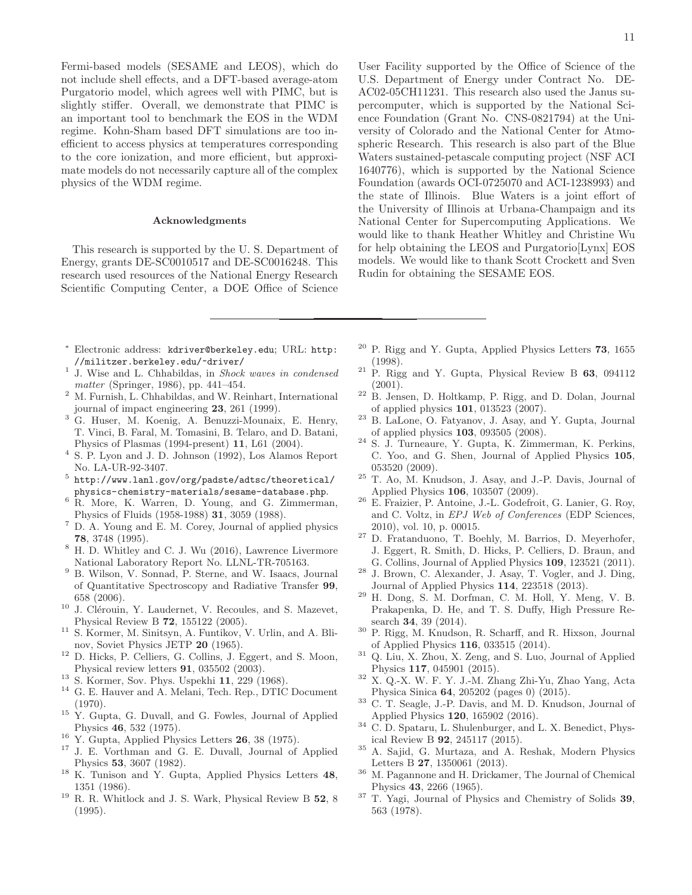Fermi-based models (SESAME and LEOS), which do not include shell effects, and a DFT-based average-atom Purgatorio model, which agrees well with PIMC, but is slightly stiffer. Overall, we demonstrate that PIMC is an important tool to benchmark the EOS in the WDM regime. Kohn-Sham based DFT simulations are too inefficient to access physics at temperatures corresponding to the core ionization, and more efficient, but approximate models do not necessarily capture all of the complex physics of the WDM regime.

### Acknowledgments

This research is supported by the U. S. Department of Energy, grants DE-SC0010517 and DE-SC0016248. This research used resources of the National Energy Research Scientific Computing Center, a DOE Office of Science User Facility supported by the Office of Science of the U.S. Department of Energy under Contract No. DE-AC02-05CH11231. This research also used the Janus supercomputer, which is supported by the National Science Foundation (Grant No. CNS-0821794) at the University of Colorado and the National Center for Atmospheric Research. This research is also part of the Blue Waters sustained-petascale computing project (NSF ACI 1640776), which is supported by the National Science Foundation (awards OCI-0725070 and ACI-1238993) and the state of Illinois. Blue Waters is a joint effort of the University of Illinois at Urbana-Champaign and its National Center for Supercomputing Applications. We would like to thank Heather Whitley and Christine Wu for help obtaining the LEOS and Purgatorio[Lynx] EOS models. We would like to thank Scott Crockett and Sven Rudin for obtaining the SESAME EOS.

---

[*] Electronic address: `kdriver@berkeley.edu`; URL: `http://militzer.berkeley.edu/~driver/`

[1] J. Wise and L. Chhabildas, in *Shock waves in condensed matter* (Springer, 1986), pp. 441–454.

[2] M. Furnish, L. Chhabildas, and W. Reinhart, International journal of impact engineering **23**, 261 (1999).

[3] G. Huser, M. Koenig, A. Benuzzi-Mounaix, E. Henry, T. Vinci, B. Faral, M. Tomasini, B. Telaro, and D. Batani, Physics of Plasmas (1994-present) **11**, L61 (2004).

[4] S. P. Lyon and J. D. Johnson (1992), Los Alamos Report No. LA-UR-92-3407.

[5] `http://www.lanl.gov/org/padste/adtsc/theoretical/physics-chemistry-materials/sesame-database.php`.

[6] R. More, K. Warren, D. Young, and G. Zimmerman, Physics of Fluids (1958-1988) **31**, 3059 (1988).

[7] D. A. Young and E. M. Corey, Journal of applied physics **78**, 3748 (1995).

[8] H. D. Whitley and C. J. Wu (2016), Lawrence Livermore National Laboratory Report No. LLNL-TR-705163.

[9] B. Wilson, V. Sonnad, P. Sterne, and W. Isaacs, Journal of Quantitative Spectroscopy and Radiative Transfer **99**, 658 (2006).

[10] J. Clérouin, Y. Laudernet, V. Recoules, and S. Mazevet, Physical Review B **72**, 155122 (2005).

[11] S. Kormer, M. Sinitsyn, A. Funtikov, V. Urlin, and A. Blinov, Soviet Physics JETP **20** (1965).

[12] D. Hicks, P. Celliers, G. Collins, J. Eggert, and S. Moon, Physical review letters **91**, 035502 (2003).

[13] S. Kormer, Sov. Phys. Uspekhi **11**, 229 (1968).

[14] G. E. Hauver and A. Melani, Tech. Rep., DTIC Document (1970).

[15] Y. Gupta, G. Duvall, and G. Fowles, Journal of Applied Physics **46**, 532 (1975).

[16] Y. Gupta, Applied Physics Letters **26**, 38 (1975).

[17] J. E. Vorthman and G. E. Duvall, Journal of Applied Physics **53**, 3607 (1982).

[18] K. Tunison and Y. Gupta, Applied Physics Letters **48**, 1351 (1986).

[19] R. R. Whitlock and J. S. Wark, Physical Review B **52**, 8 (1995).

[20] P. Rigg and Y. Gupta, Applied Physics Letters **73**, 1655 (1998).

[21] P. Rigg and Y. Gupta, Physical Review B **63**, 094112 (2001).

[22] B. Jensen, D. Holtkamp, P. Rigg, and D. Dolan, Journal of applied physics **101**, 013523 (2007).

[23] B. LaLone, O. Fatyanov, J. Asay, and Y. Gupta, Journal of applied physics **103**, 093505 (2008).

[24] S. J. Turneaure, Y. Gupta, K. Zimmerman, K. Perkins, C. Yoo, and G. Shen, Journal of Applied Physics **105**, 053520 (2009).

[25] T. Ao, M. Knudson, J. Asay, and J.-P. Davis, Journal of Applied Physics **106**, 103507 (2009).

[26] E. Fraizier, P. Antoine, J.-L. Godefroit, G. Lanier, G. Roy, and C. Voltz, in *EPJ Web of Conferences* (EDP Sciences, 2010), vol. 10, p. 00015.

[27] D. Fratanduono, T. Boehly, M. Barrios, D. Meyerhofer, J. Eggert, R. Smith, D. Hicks, P. Celliers, D. Braun, and G. Collins, Journal of Applied Physics **109**, 123521 (2011).

[28] J. Brown, C. Alexander, J. Asay, T. Vogler, and J. Ding, Journal of Applied Physics **114**, 223518 (2013).

[29] H. Dong, S. M. Dorfman, C. M. Holl, Y. Meng, V. B. Prakapenka, D. He, and T. S. Duffy, High Pressure Research **34**, 39 (2014).

[30] P. Rigg, M. Knudson, R. Scharff, and R. Hixson, Journal of Applied Physics **116**, 033515 (2014).

[31] Q. Liu, X. Zhou, X. Zeng, and S. Luo, Journal of Applied Physics **117**, 045901 (2015).

[32] X. Q.-X. W. F. Y. J.-M. Zhang Zhi-Yu, Zhao Yang, Acta Physica Sinica **64**, 205202 (pages 0) (2015).

[33] C. T. Seagle, J.-P. Davis, and M. D. Knudson, Journal of Applied Physics **120**, 165902 (2016).

[34] C. D. Spataru, L. Shulenburger, and L. X. Benedict, Physical Review B **92**, 245117 (2015).

[35] A. Sajid, G. Murtaza, and A. Reshak, Modern Physics Letters B **27**, 1350061 (2013).

[36] M. Pagannone and H. Drickamer, The Journal of Chemical Physics **43**, 2266 (1965).

[37] T. Yagi, Journal of Physics and Chemistry of Solids **39**, 563 (1978).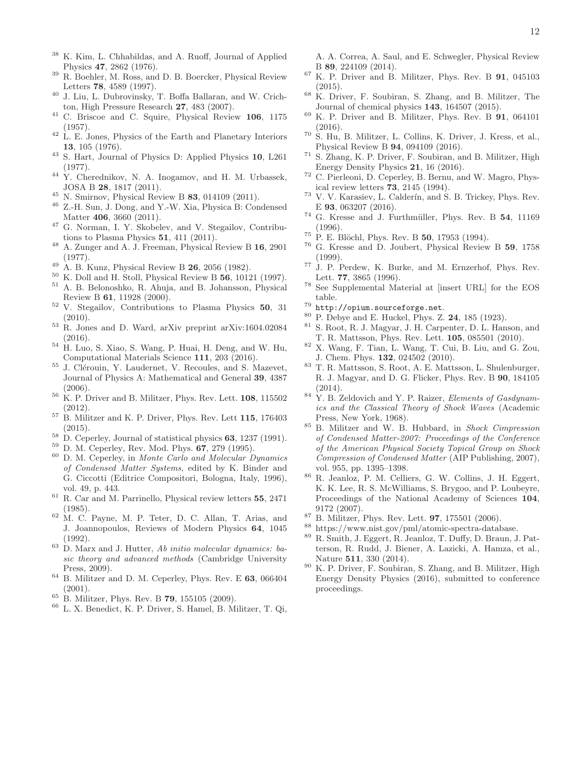[38] K. Kim, L. Chhabildas, and A. Ruoff, Journal of Applied Physics **47**, 2862 (1976).

[39] R. Boehler, M. Ross, and D. B. Boercker, Physical Review Letters **78**, 4589 (1997).

[40] J. Liu, L. Dubrovinsky, T. Boffa Ballaran, and W. Crichton, High Pressure Research **27**, 483 (2007).

[41] C. Briscoe and C. Squire, Physical Review **106**, 1175 (1957).

[42] L. E. Jones, Physics of the Earth and Planetary Interiors **13**, 105 (1976).

[43] S. Hart, Journal of Physics D: Applied Physics **10**, L261 (1977).

[44] Y. Cherednikov, N. A. Inogamov, and H. M. Urbassek, JOSA B **28**, 1817 (2011).

[45] N. Smirnov, Physical Review B **83**, 014109 (2011).

[46] Z.-H. Sun, J. Dong, and Y.-W. Xia, Physica B: Condensed Matter **406**, 3660 (2011).

[47] G. Norman, I. Y. Skobelev, and V. Stegailov, Contributions to Plasma Physics **51**, 411 (2011).

[48] A. Zunger and A. J. Freeman, Physical Review B **16**, 2901 (1977).

[49] A. B. Kunz, Physical Review B **26**, 2056 (1982).

[50] K. Doll and H. Stoll, Physical Review B **56**, 10121 (1997).

[51] A. B. Belonoshko, R. Ahuja, and B. Johansson, Physical Review B **61**, 11928 (2000).

[52] V. Stegailov, Contributions to Plasma Physics **50**, 31 (2010).

[53] R. Jones and D. Ward, arXiv preprint arXiv:1604.02084 (2016).

[54] H. Luo, S. Xiao, S. Wang, P. Huai, H. Deng, and W. Hu, Computational Materials Science **111**, 203 (2016).

[55] J. Clérouin, Y. Laudernet, V. Recoules, and S. Mazevet, Journal of Physics A: Mathematical and General **39**, 4387 (2006).

[56] K. P. Driver and B. Militzer, Phys. Rev. Lett. **108**, 115502 (2012).

[57] B. Militzer and K. P. Driver, Phys. Rev. Lett **115**, 176403 (2015).

[58] D. Ceperley, Journal of statistical physics **63**, 1237 (1991).

[59] D. M. Ceperley, Rev. Mod. Phys. **67**, 279 (1995).

[60] D. M. Ceperley, in *Monte Carlo and Molecular Dynamics of Condensed Matter Systems*, edited by K. Binder and G. Ciccotti (Editrice Compositori, Bologna, Italy, 1996), vol. 49, p. 443.

[61] R. Car and M. Parrinello, Physical review letters **55**, 2471 (1985).

[62] M. C. Payne, M. P. Teter, D. C. Allan, T. Arias, and J. Joannopoulos, Reviews of Modern Physics **64**, 1045 (1992).

[63] D. Marx and J. Hutter, *Ab initio molecular dynamics: basic theory and advanced methods* (Cambridge University Press, 2009).

[64] B. Militzer and D. M. Ceperley, Phys. Rev. E **63**, 066404 (2001).

[65] B. Militzer, Phys. Rev. B **79**, 155105 (2009).

[66] L. X. Benedict, K. P. Driver, S. Hamel, B. Militzer, T. Qi, A. A. Correa, A. Saul, and E. Schwegler, Physical Review B **89**, 224109 (2014).

[67] K. P. Driver and B. Militzer, Phys. Rev. B **91**, 045103 (2015).

[68] K. Driver, F. Soubiran, S. Zhang, and B. Militzer, The Journal of chemical physics **143**, 164507 (2015).

[69] K. P. Driver and B. Militzer, Phys. Rev. B **91**, 064101 (2016).

[70] S. Hu, B. Militzer, L. Collins, K. Driver, J. Kress, et al., Physical Review B **94**, 094109 (2016).

[71] S. Zhang, K. P. Driver, F. Soubiran, and B. Militzer, High Energy Density Physics **21**, 16 (2016).

[72] C. Pierleoni, D. Ceperley, B. Bernu, and W. Magro, Physical review letters **73**, 2145 (1994).

[73] V. V. Karasiev, L. Calderín, and S. B. Trickey, Phys. Rev. E **93**, 063207 (2016).

[74] G. Kresse and J. Furthmüller, Phys. Rev. B **54**, 11169 (1996).

[75] P. E. Blöchl, Phys. Rev. B **50**, 17953 (1994).

[76] G. Kresse and D. Joubert, Physical Review B **59**, 1758 (1999).

[77] J. P. Perdew, K. Burke, and M. Ernzerhof, Phys. Rev. Lett. **77**, 3865 (1996).

[78] See Supplemental Material at [insert URL] for the EOS table.

[79] `http://opium.sourceforge.net`.

[80] P. Debye and E. Huckel, Phys. Z. **24**, 185 (1923).

[81] S. Root, R. J. Magyar, J. H. Carpenter, D. L. Hanson, and T. R. Mattsson, Phys. Rev. Lett. **105**, 085501 (2010).

[82] X. Wang, F. Tian, L. Wang, T. Cui, B. Liu, and G. Zou, J. Chem. Phys. **132**, 024502 (2010).

[83] T. R. Mattsson, S. Root, A. E. Mattsson, L. Shulenburger, R. J. Magyar, and D. G. Flicker, Phys. Rev. B **90**, 184105 (2014).

[84] Y. B. Zeldovich and Y. P. Raizer, *Elements of Gasdynamics and the Classical Theory of Shock Waves* (Academic Press, New York, 1968).

[85] B. Militzer and W. B. Hubbard, in *Shock Cimpression of Condensed Matter-2007: Proceedings of the Conference of the American Physical Society Topical Group on Shock Compression of Condensed Matter* (AIP Publishing, 2007), vol. 955, pp. 1395–1398.

[86] R. Jeanloz, P. M. Celliers, G. W. Collins, J. H. Eggert, K. K. Lee, R. S. McWilliams, S. Brygoo, and P. Loubeyre, Proceedings of the National Academy of Sciences **104**, 9172 (2007).

[87] B. Militzer, Phys. Rev. Lett. **97**, 175501 (2006).

[88] https://www.nist.gov/pml/atomic-spectra-database.

[89] R. Smith, J. Eggert, R. Jeanloz, T. Duffy, D. Braun, J. Patterson, R. Rudd, J. Biener, A. Lazicki, A. Hamza, et al., Nature **511**, 330 (2014).

[90] K. P. Driver, F. Soubiran, S. Zhang, and B. Militzer, High Energy Density Physics (2016), submitted to conference proceedings.